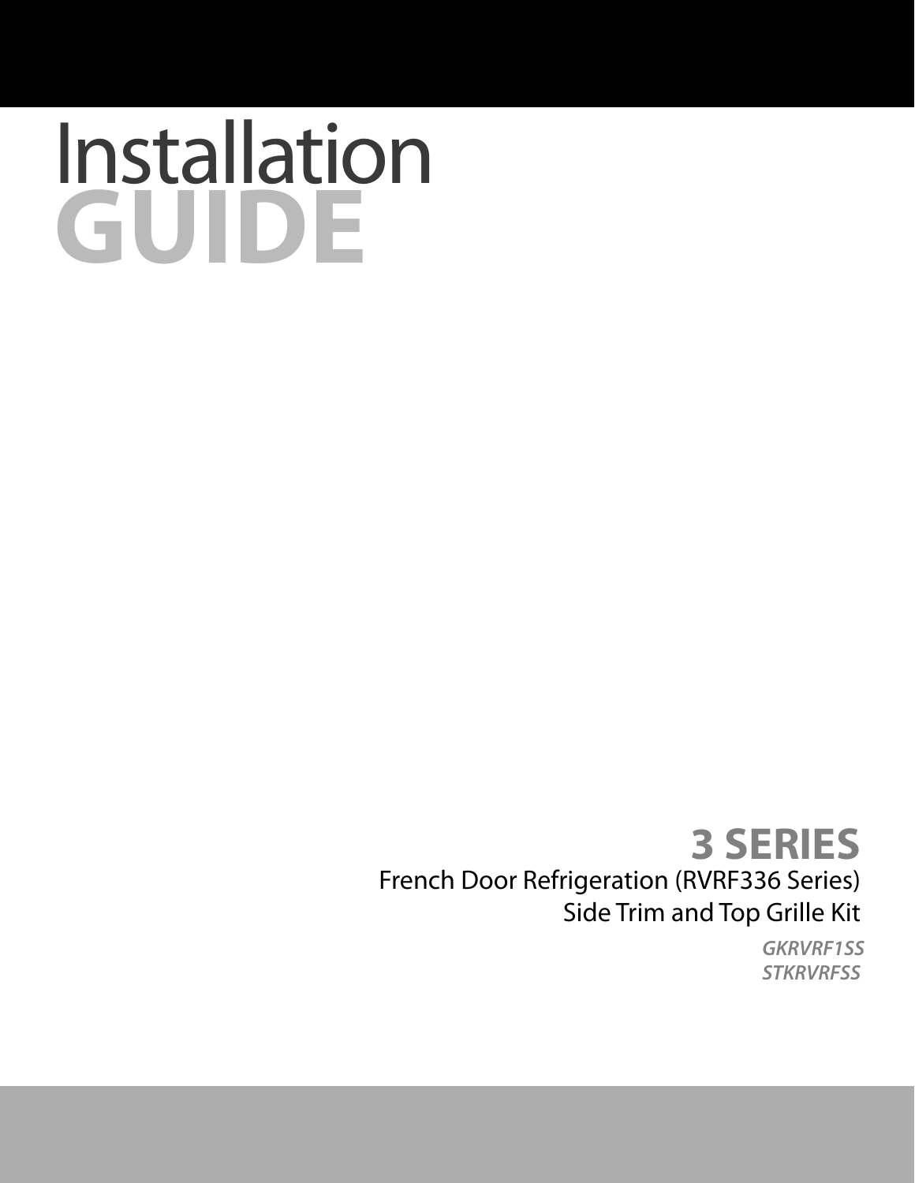# Installation GUIDE

## 3 SERIES

French Door Refrigeration (RVRF336 Series)
Side Trim and Top Grille Kit

*GKRVRF1SS*
*STKRVRFSS*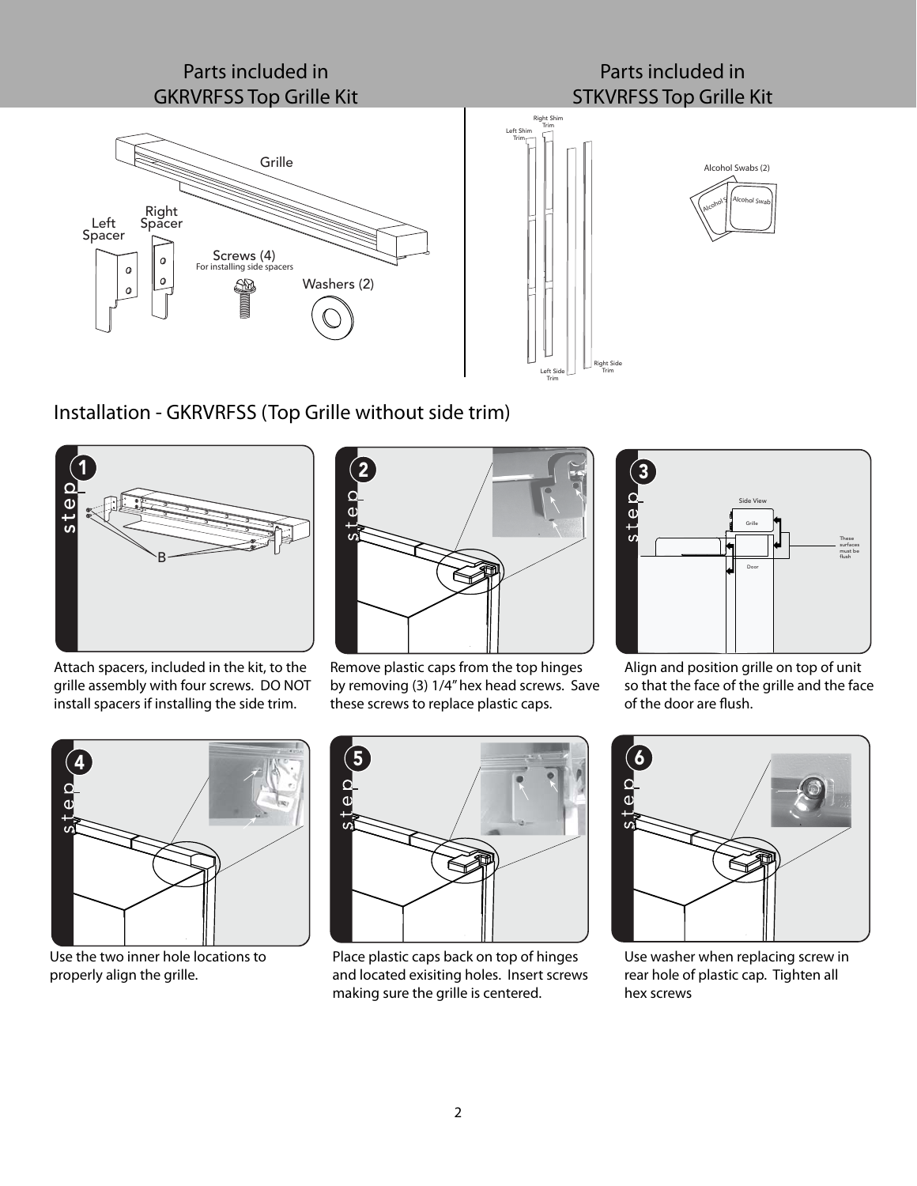## Parts included in GKRVRFSS Top Grille Kit

- Grille
- Left Spacer
- Right Spacer
- Screws (4) For installing side spacers
- Washers (2)

## Parts included in STKVRFSS Top Grille Kit

- Left Shim Trim
- Right Shim Trim
- Left Side Trim
- Right Side Trim
- Alcohol Swabs (2)

## Installation - GKRVRFSS (Top Grille without side trim)

**step 1**

Attach spacers, included in the kit, to the grille assembly with four screws. DO NOT install spacers if installing the side trim.

**step 2**

Remove plastic caps from the top hinges by removing (3) 1/4" hex head screws. Save these screws to replace plastic caps.

**step 3**

Align and position grille on top of unit so that the face of the grille and the face of the door are flush.

**step 4**

Use the two inner hole locations to properly align the grille.

**step 5**

Place plastic caps back on top of hinges and located exisiting holes. Insert screws making sure the grille is centered.

**step 6**

Use washer when replacing screw in rear hole of plastic cap. Tighten all hex screws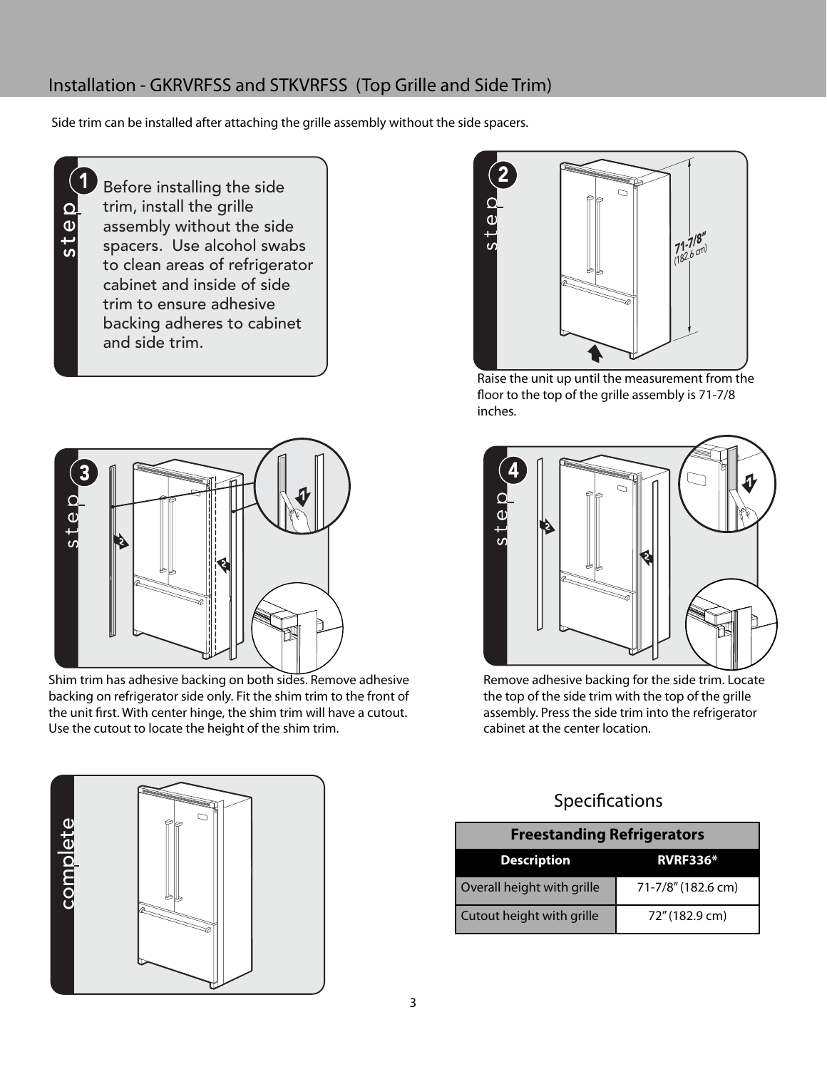## Installation - GKRVRFSS and STKVRFSS (Top Grille and Side Trim)

Side trim can be installed after attaching the grille assembly without the side spacers.

**step 1**

Before installing the side trim, install the grille assembly without the side spacers. Use alcohol swabs to clean areas of refrigerator cabinet and inside of side trim to ensure adhesive backing adheres to cabinet and side trim.

**step 2**

71-7/8" (182.6 cm)

Raise the unit up until the measurement from the floor to the top of the grille assembly is 71-7/8 inches.

**step 3**

Shim trim has adhesive backing on both sides. Remove adhesive backing on refrigerator side only. Fit the shim trim to the front of the unit first. With center hinge, the shim trim will have a cutout. Use the cutout to locate the height of the shim trim.

**step 4**

Remove adhesive backing for the side trim. Locate the top of the side trim with the top of the grille assembly. Press the side trim into the refrigerator cabinet at the center location.

**complete**

### Specifications

| Freestanding Refrigerators | |
|---|---|
| **Description** | **RVRF336*** |
| Overall height with grille | 71-7/8" (182.6 cm) |
| Cutout height with grille | 72" (182.9 cm) |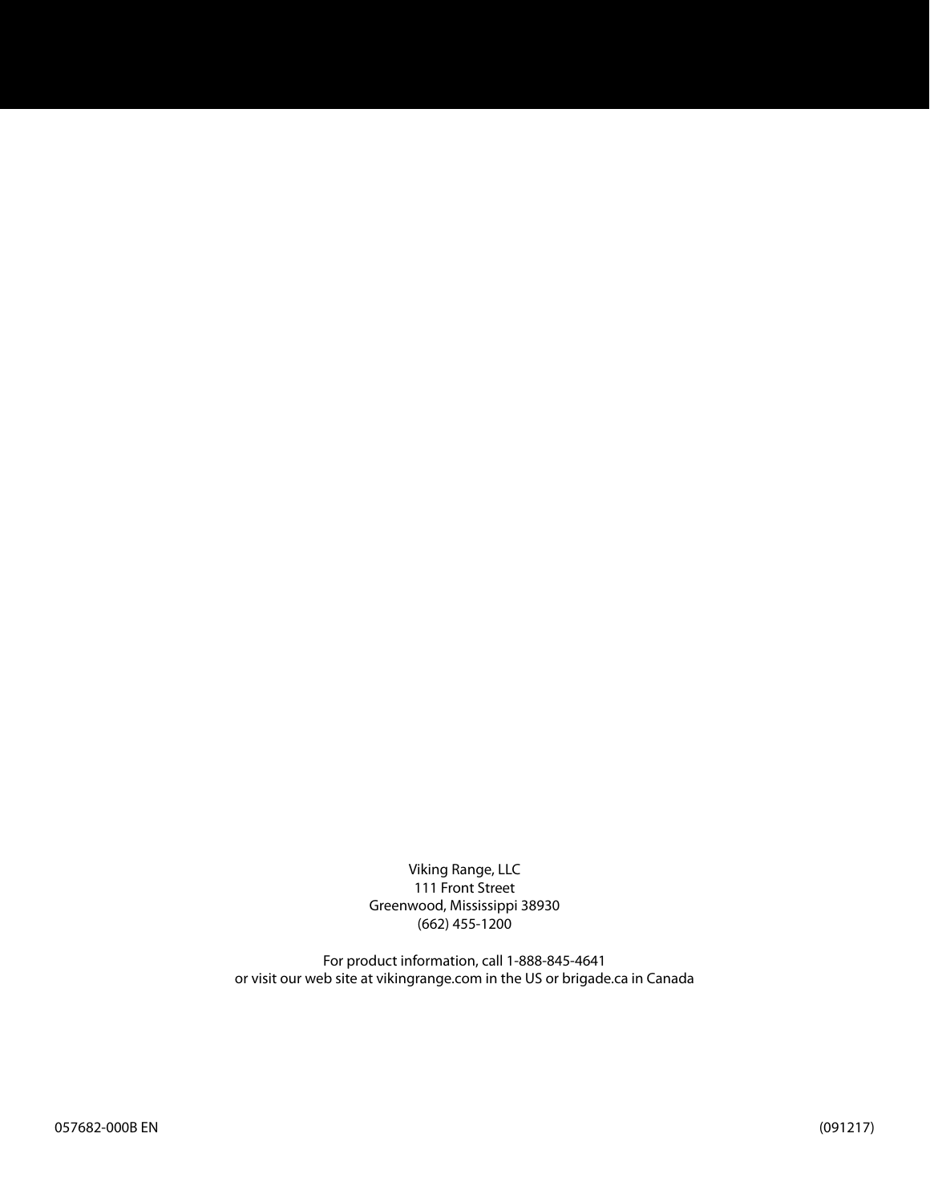Viking Range, LLC
111 Front Street
Greenwood, Mississippi 38930
(662) 455-1200

For product information, call 1-888-845-4641
or visit our web site at vikingrange.com in the US or brigade.ca in Canada

057682-000B EN (091217)